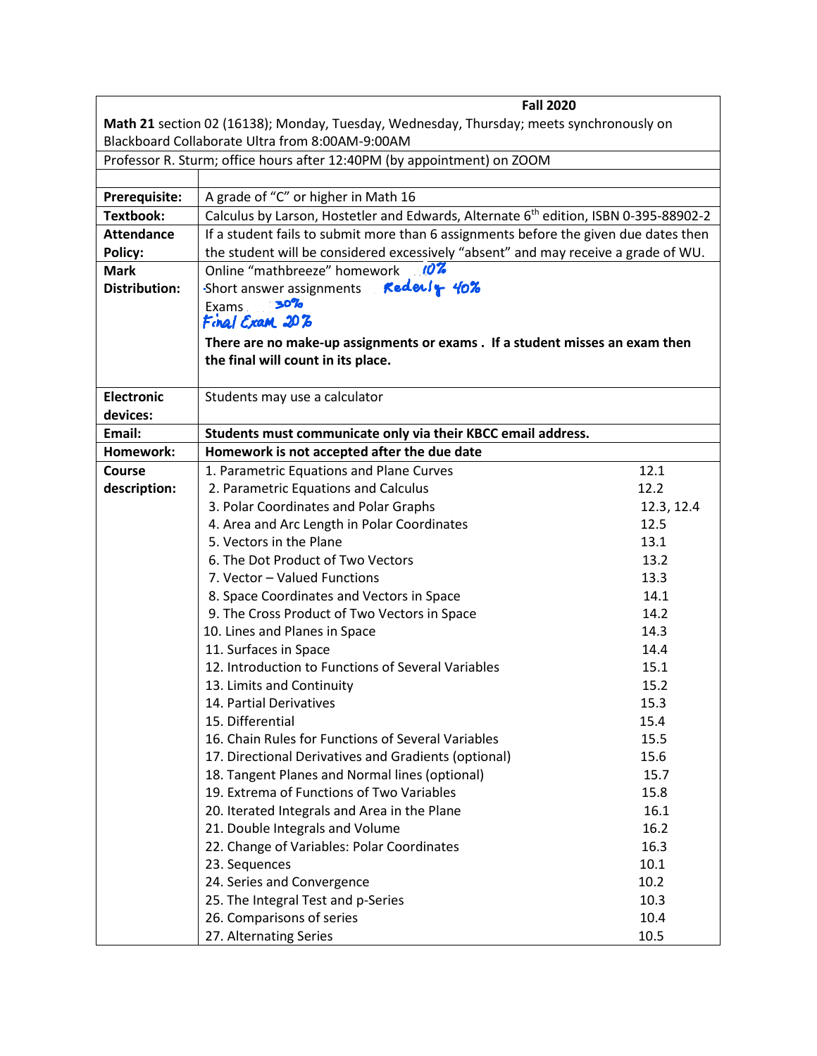**Fall 2020**

**Math 21** section 02 (16138); Monday, Tuesday, Wednesday, Thursday; meets synchronously on Blackboard Collaborate Ultra from 8:00AM-9:00AM

Professor R. Sturm; office hours after 12:40PM (by appointment) on ZOOM

| | |
|---|---|
| **Prerequisite:** | A grade of "C" or higher in Math 16 |
| **Textbook:** | Calculus by Larson, Hostetler and Edwards, Alternate 6th edition, ISBN 0-395-88902-2 |
| **Attendance Policy:** | If a student fails to submit more than 6 assignments before the given due dates then the student will be considered excessively "absent" and may receive a grade of WU. |
| **Mark Distribution:** | Online "mathbreeze" homework 10%<br>Short answer assignments Redenly 40%<br>Exams 30%<br>Final Exam 20%<br>**There are no make-up assignments or exams . If a student misses an exam then the final will count in its place.** |
| **Electronic devices:** | Students may use a calculator |
| **Email:** | **Students must communicate only via their KBCC email address.** |
| **Homework:** | **Homework is not accepted after the due date** |

**Course description:**

| Topic | Section |
|---|---|
| 1. Parametric Equations and Plane Curves | 12.1 |
| 2. Parametric Equations and Calculus | 12.2 |
| 3. Polar Coordinates and Polar Graphs | 12.3, 12.4 |
| 4. Area and Arc Length in Polar Coordinates | 12.5 |
| 5. Vectors in the Plane | 13.1 |
| 6. The Dot Product of Two Vectors | 13.2 |
| 7. Vector – Valued Functions | 13.3 |
| 8. Space Coordinates and Vectors in Space | 14.1 |
| 9. The Cross Product of Two Vectors in Space | 14.2 |
| 10. Lines and Planes in Space | 14.3 |
| 11. Surfaces in Space | 14.4 |
| 12. Introduction to Functions of Several Variables | 15.1 |
| 13. Limits and Continuity | 15.2 |
| 14. Partial Derivatives | 15.3 |
| 15. Differential | 15.4 |
| 16. Chain Rules for Functions of Several Variables | 15.5 |
| 17. Directional Derivatives and Gradients (optional) | 15.6 |
| 18. Tangent Planes and Normal lines (optional) | 15.7 |
| 19. Extrema of Functions of Two Variables | 15.8 |
| 20. Iterated Integrals and Area in the Plane | 16.1 |
| 21. Double Integrals and Volume | 16.2 |
| 22. Change of Variables: Polar Coordinates | 16.3 |
| 23. Sequences | 10.1 |
| 24. Series and Convergence | 10.2 |
| 25. The Integral Test and p-Series | 10.3 |
| 26. Comparisons of series | 10.4 |
| 27. Alternating Series | 10.5 |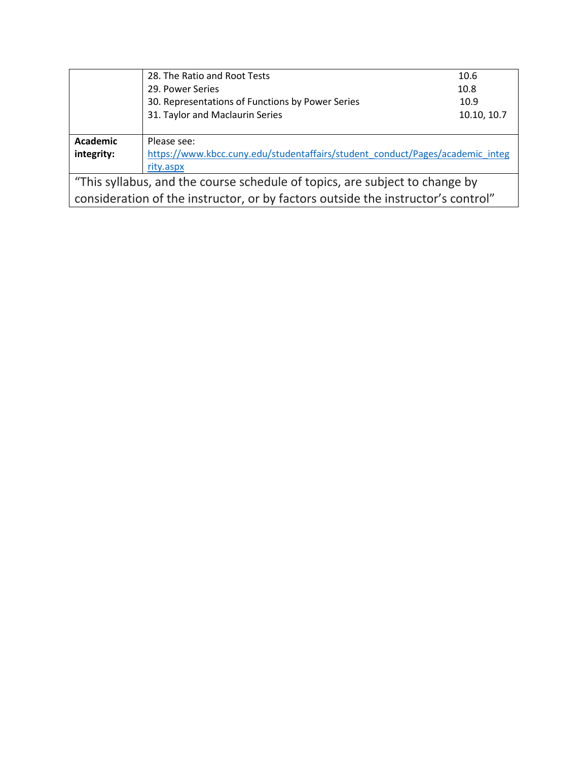| | | |
|---|---|---|
| | 28. The Ratio and Root Tests | 10.6 |
| | 29. Power Series | 10.8 |
| | 30. Representations of Functions by Power Series | 10.9 |
| | 31. Taylor and Maclaurin Series | 10.10, 10.7 |
| **Academic integrity:** | Please see: https://www.kbcc.cuny.edu/studentaffairs/student_conduct/Pages/academic_integrity.aspx | |
| "This syllabus, and the course schedule of topics, are subject to change by consideration of the instructor, or by factors outside the instructor's control" | | |